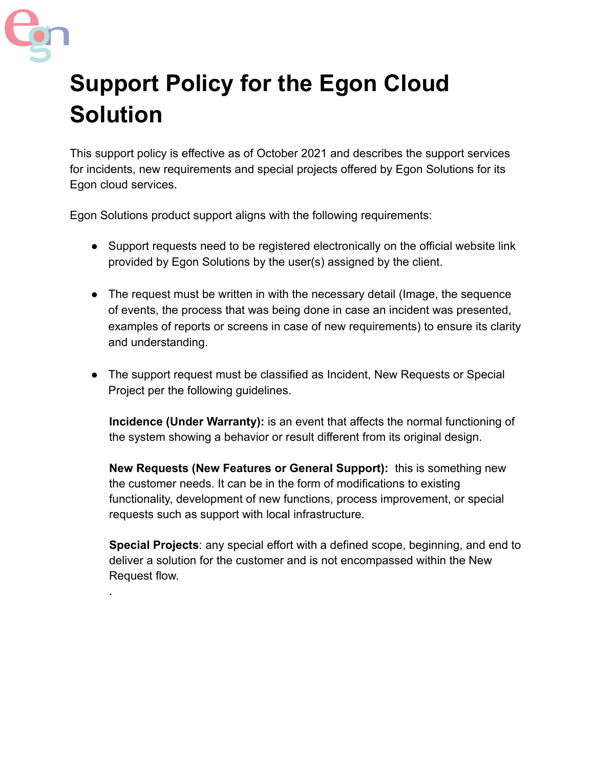# Support Policy for the Egon Cloud Solution

This support policy is effective as of October 2021 and describes the support services for incidents, new requirements and special projects offered by Egon Solutions for its Egon cloud services.

Egon Solutions product support aligns with the following requirements:

- Support requests need to be registered electronically on the official website link provided by Egon Solutions by the user(s) assigned by the client.

- The request must be written in with the necessary detail (Image, the sequence of events, the process that was being done in case an incident was presented, examples of reports or screens in case of new requirements) to ensure its clarity and understanding.

- The support request must be classified as Incident, New Requests or Special Project per the following guidelines.

  **Incidence (Under Warranty):** is an event that affects the normal functioning of the system showing a behavior or result different from its original design.

  **New Requests (New Features or General Support):** this is something new the customer needs. It can be in the form of modifications to existing functionality, development of new functions, process improvement, or special requests such as support with local infrastructure.

  **Special Projects**: any special effort with a defined scope, beginning, and end to deliver a solution for the customer and is not encompassed within the New Request flow.

  .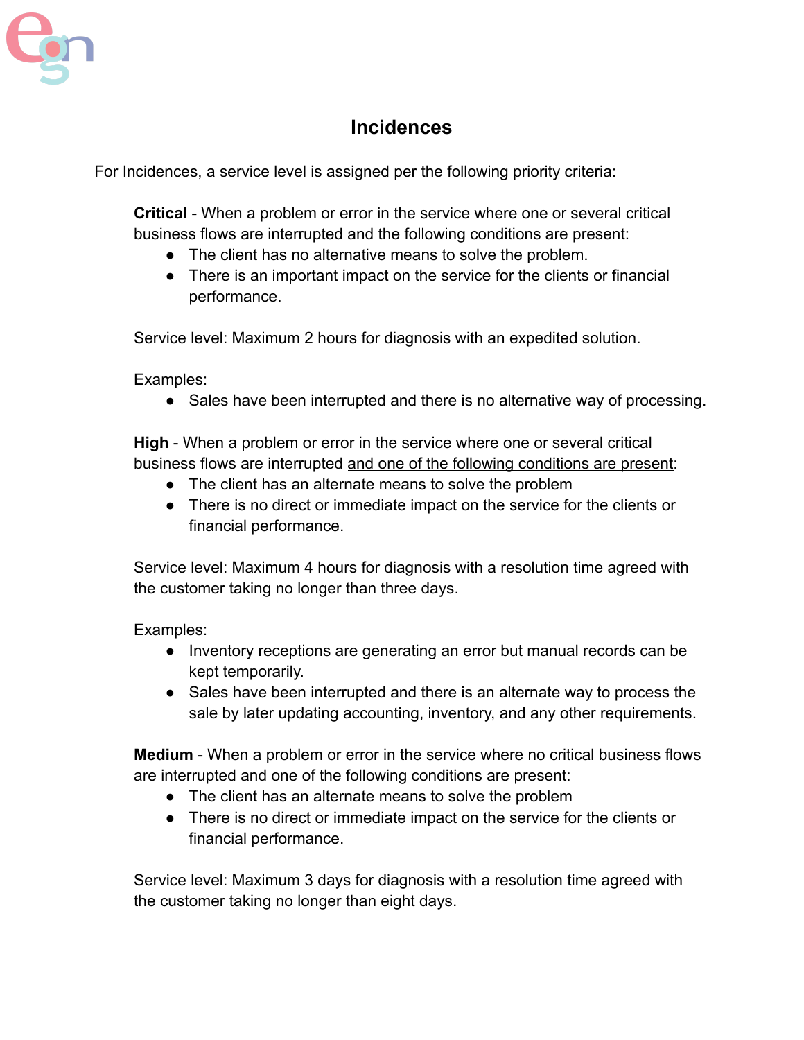# Incidences

For Incidences, a service level is assigned per the following priority criteria:

**Critical** - When a problem or error in the service where one or several critical business flows are interrupted <u>and the following conditions are present</u>:

- The client has no alternative means to solve the problem.
- There is an important impact on the service for the clients or financial performance.

Service level: Maximum 2 hours for diagnosis with an expedited solution.

Examples:

- Sales have been interrupted and there is no alternative way of processing.

**High** - When a problem or error in the service where one or several critical business flows are interrupted <u>and one of the following conditions are present</u>:

- The client has an alternate means to solve the problem
- There is no direct or immediate impact on the service for the clients or financial performance.

Service level: Maximum 4 hours for diagnosis with a resolution time agreed with the customer taking no longer than three days.

Examples:

- Inventory receptions are generating an error but manual records can be kept temporarily.
- Sales have been interrupted and there is an alternate way to process the sale by later updating accounting, inventory, and any other requirements.

**Medium** - When a problem or error in the service where no critical business flows are interrupted and one of the following conditions are present:

- The client has an alternate means to solve the problem
- There is no direct or immediate impact on the service for the clients or financial performance.

Service level: Maximum 3 days for diagnosis with a resolution time agreed with the customer taking no longer than eight days.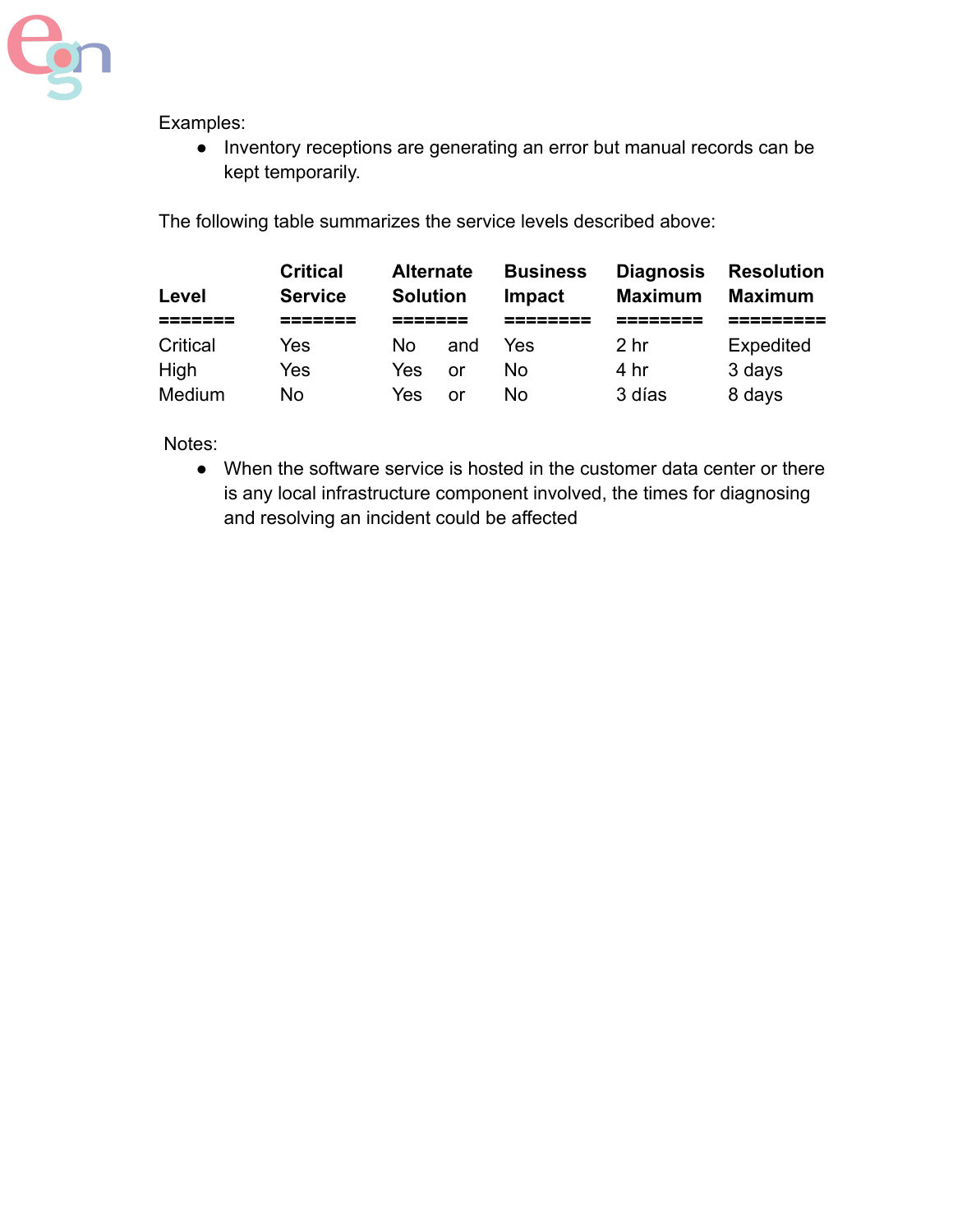Examples:

- Inventory receptions are generating an error but manual records can be kept temporarily.

The following table summarizes the service levels described above:

| Level | Critical Service | Alternate Solution | Business Impact | Diagnosis Maximum | Resolution Maximum |
|---|---|---|---|---|---|
| Critical | Yes | No and | Yes | 2 hr | Expedited |
| High | Yes | Yes or | No | 4 hr | 3 days |
| Medium | No | Yes or | No | 3 días | 8 days |

Notes:

- When the software service is hosted in the customer data center or there is any local infrastructure component involved, the times for diagnosing and resolving an incident could be affected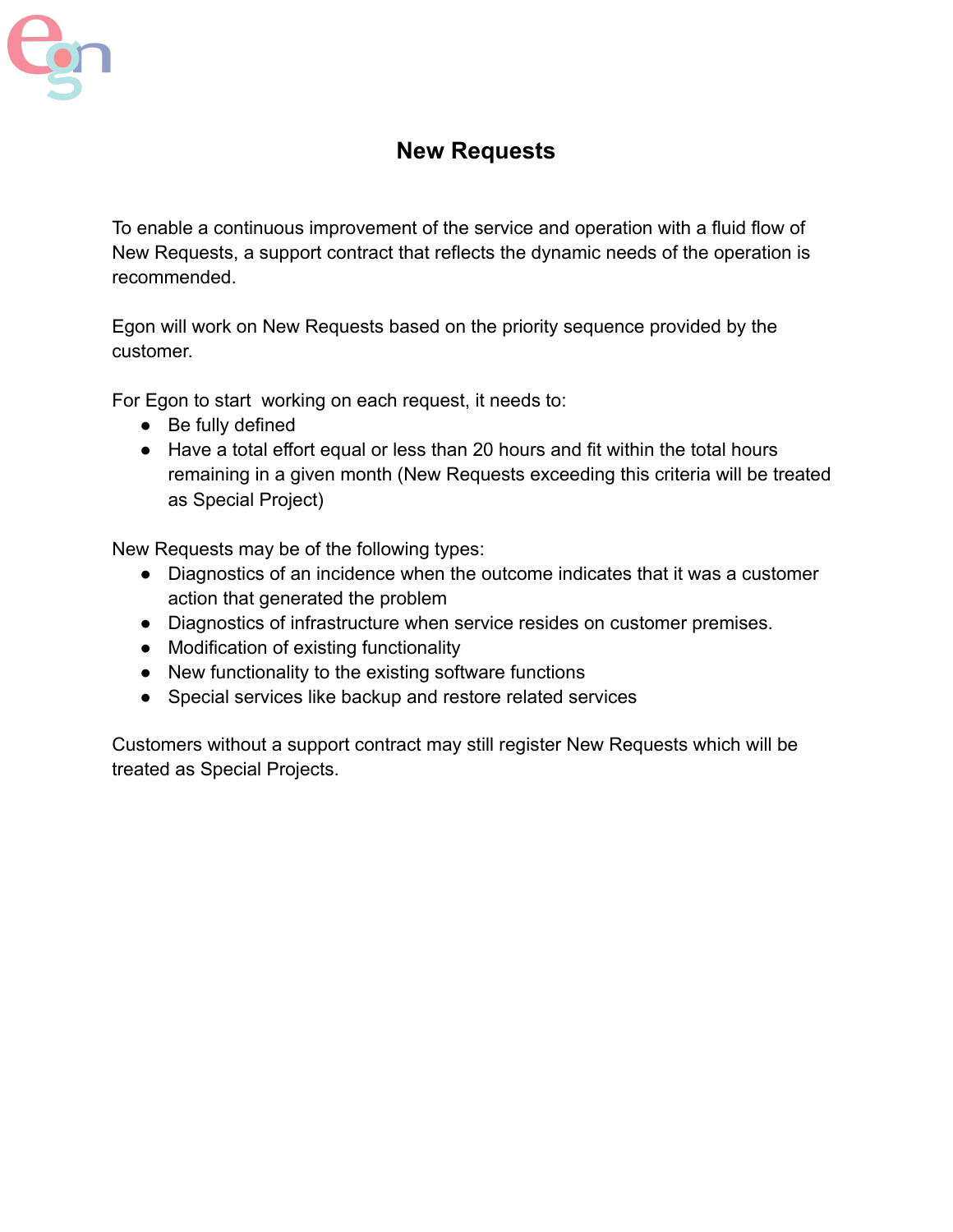# New Requests

To enable a continuous improvement of the service and operation with a fluid flow of New Requests, a support contract that reflects the dynamic needs of the operation is recommended.

Egon will work on New Requests based on the priority sequence provided by the customer.

For Egon to start working on each request, it needs to:

- Be fully defined
- Have a total effort equal or less than 20 hours and fit within the total hours remaining in a given month (New Requests exceeding this criteria will be treated as Special Project)

New Requests may be of the following types:

- Diagnostics of an incidence when the outcome indicates that it was a customer action that generated the problem
- Diagnostics of infrastructure when service resides on customer premises.
- Modification of existing functionality
- New functionality to the existing software functions
- Special services like backup and restore related services

Customers without a support contract may still register New Requests which will be treated as Special Projects.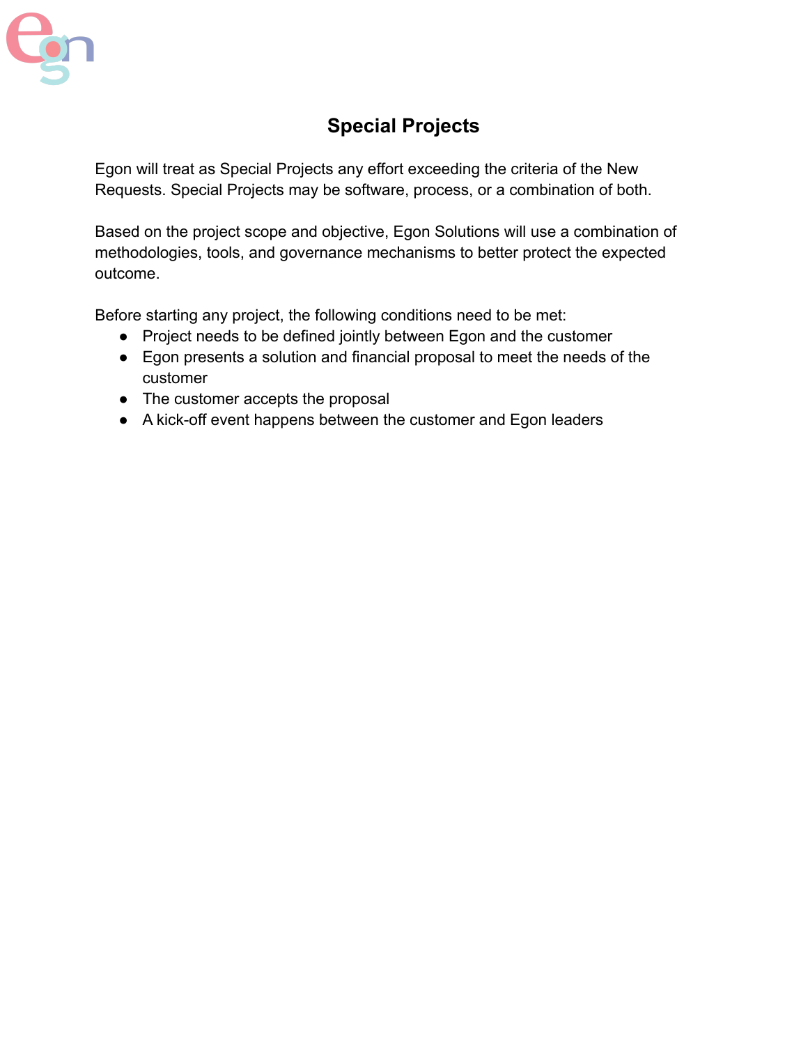## Special Projects

Egon will treat as Special Projects any effort exceeding the criteria of the New Requests. Special Projects may be software, process, or a combination of both.

Based on the project scope and objective, Egon Solutions will use a combination of methodologies, tools, and governance mechanisms to better protect the expected outcome.

Before starting any project, the following conditions need to be met:

- Project needs to be defined jointly between Egon and the customer
- Egon presents a solution and financial proposal to meet the needs of the customer
- The customer accepts the proposal
- A kick-off event happens between the customer and Egon leaders